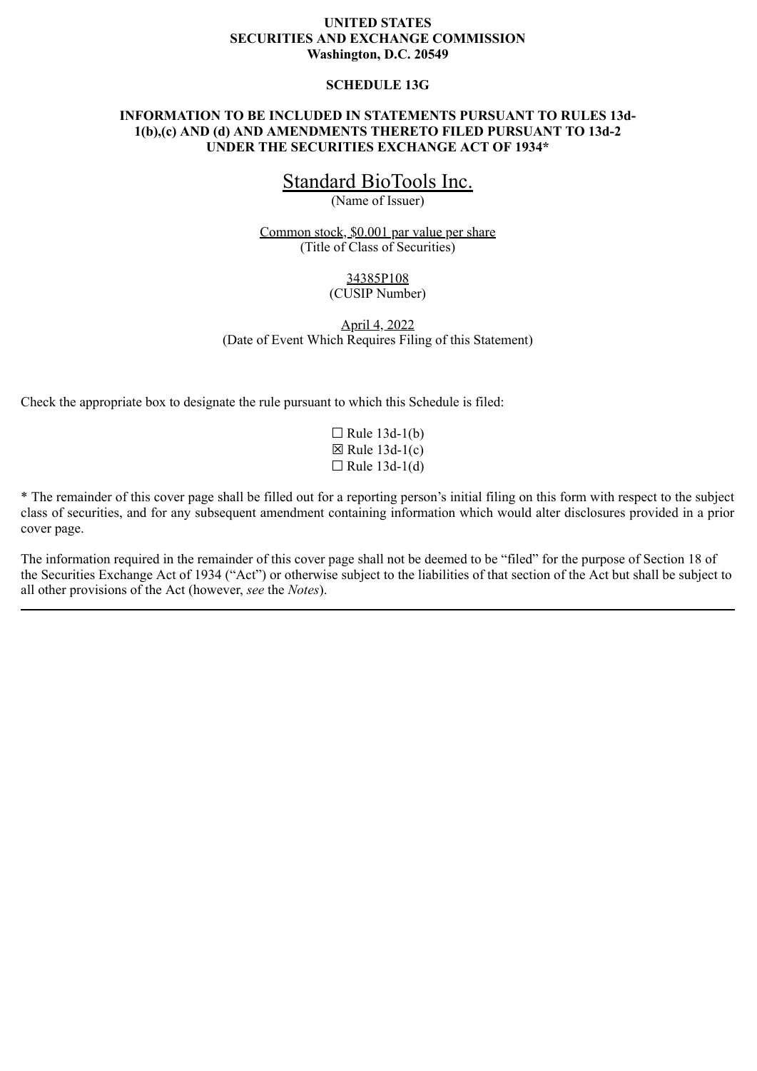**UNITED STATES**
**SECURITIES AND EXCHANGE COMMISSION**
**Washington, D.C. 20549**

**SCHEDULE 13G**

**INFORMATION TO BE INCLUDED IN STATEMENTS PURSUANT TO RULES 13d-1(b),(c) AND (d) AND AMENDMENTS THERETO FILED PURSUANT TO 13d-2 UNDER THE SECURITIES EXCHANGE ACT OF 1934***

Standard BioTools Inc.
(Name of Issuer)

Common stock, $0.001 par value per share
(Title of Class of Securities)

34385P108
(CUSIP Number)

April 4, 2022
(Date of Event Which Requires Filing of this Statement)

Check the appropriate box to designate the rule pursuant to which this Schedule is filed:

☐ Rule 13d-1(b)
☒ Rule 13d-1(c)
☐ Rule 13d-1(d)

* The remainder of this cover page shall be filled out for a reporting person's initial filing on this form with respect to the subject class of securities, and for any subsequent amendment containing information which would alter disclosures provided in a prior cover page.

The information required in the remainder of this cover page shall not be deemed to be "filed" for the purpose of Section 18 of the Securities Exchange Act of 1934 ("Act") or otherwise subject to the liabilities of that section of the Act but shall be subject to all other provisions of the Act (however, *see* the *Notes*).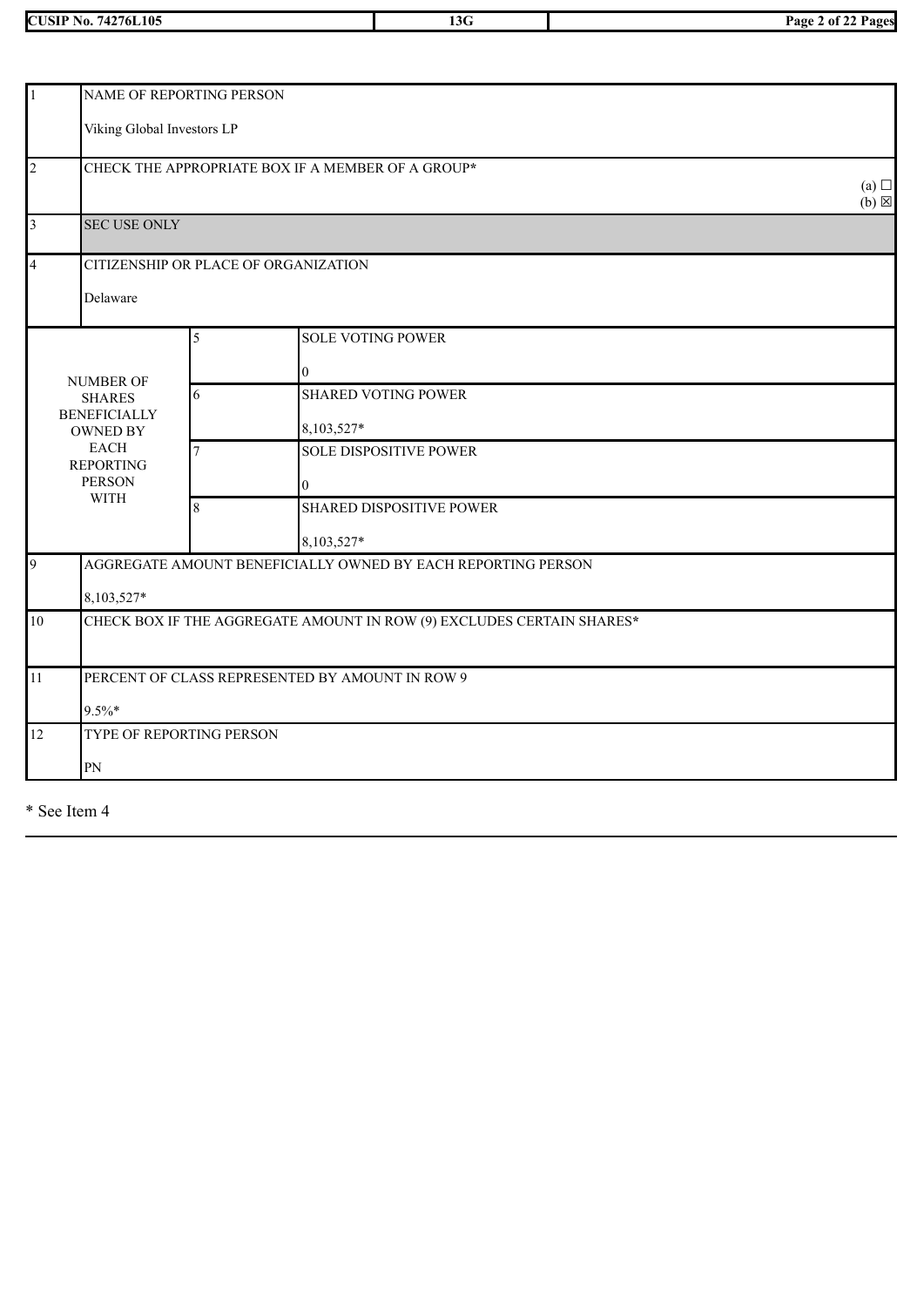| 1 | NAME OF REPORTING PERSON<br><br>Viking Global Investors LP | | |
|---|---|---|---|
| 2 | CHECK THE APPROPRIATE BOX IF A MEMBER OF A GROUP*<br><br>(a) ☐<br>(b) ☒ | | |
| 3 | SEC USE ONLY | | |
| 4 | CITIZENSHIP OR PLACE OF ORGANIZATION<br><br>Delaware | | |
| NUMBER OF SHARES BENEFICIALLY OWNED BY EACH REPORTING PERSON WITH | | 5 | SOLE VOTING POWER<br><br>0 |
| | | 6 | SHARED VOTING POWER<br><br>8,103,527* |
| | | 7 | SOLE DISPOSITIVE POWER<br><br>0 |
| | | 8 | SHARED DISPOSITIVE POWER<br><br>8,103,527* |
| 9 | AGGREGATE AMOUNT BENEFICIALLY OWNED BY EACH REPORTING PERSON<br><br>8,103,527* | | |
| 10 | CHECK BOX IF THE AGGREGATE AMOUNT IN ROW (9) EXCLUDES CERTAIN SHARES* | | |
| 11 | PERCENT OF CLASS REPRESENTED BY AMOUNT IN ROW 9<br><br>9.5%* | | |
| 12 | TYPE OF REPORTING PERSON<br><br>PN | | |

* See Item 4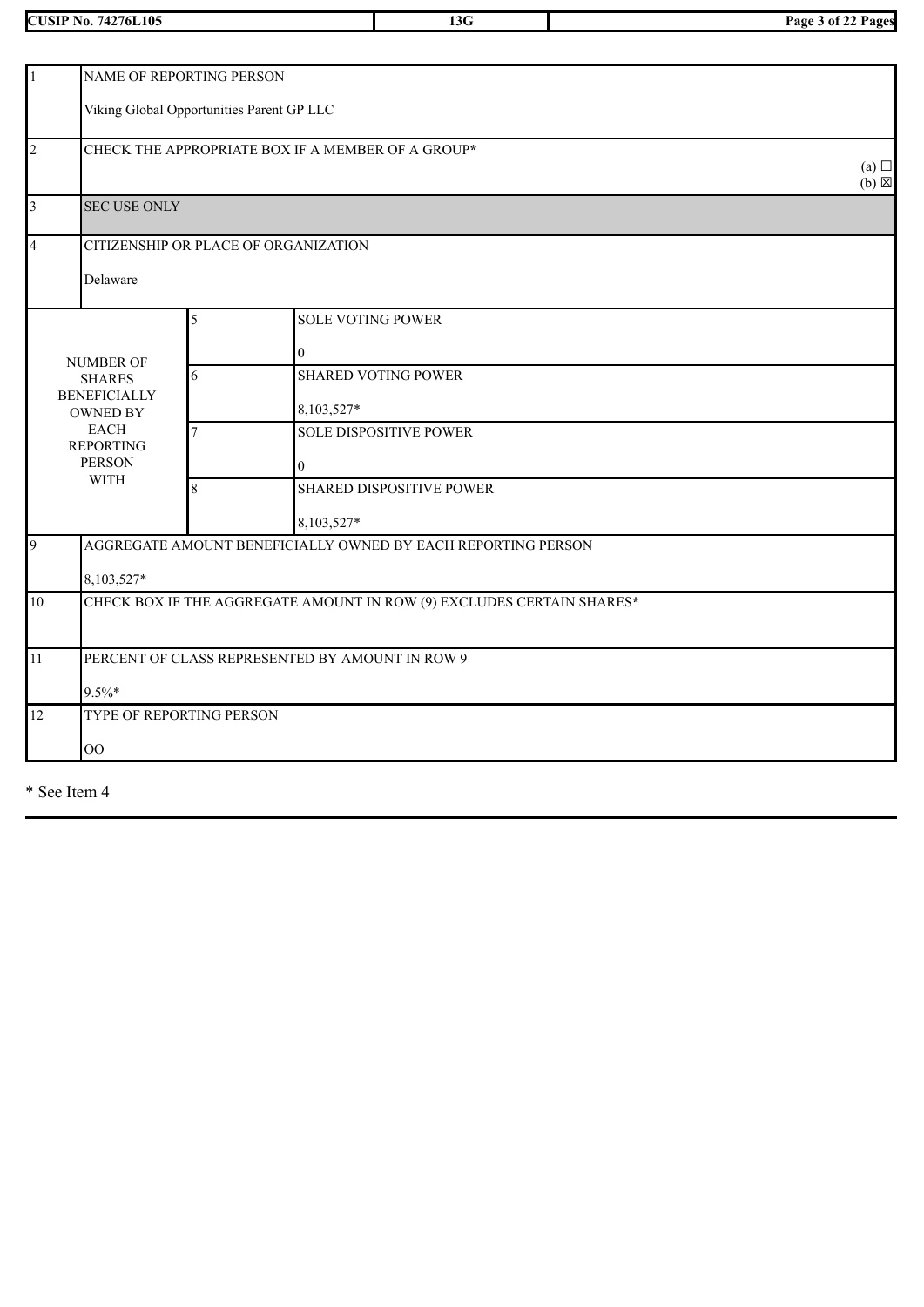| 1 | NAME OF REPORTING PERSON<br><br>Viking Global Opportunities Parent GP LLC | | |
|---|---|---|---|
| 2 | CHECK THE APPROPRIATE BOX IF A MEMBER OF A GROUP*<br>(a) ☐<br>(b) ☒ | | |
| 3 | SEC USE ONLY | | |
| 4 | CITIZENSHIP OR PLACE OF ORGANIZATION<br><br>Delaware | | |
| NUMBER OF SHARES BENEFICIALLY OWNED BY EACH REPORTING PERSON WITH | 5 | SOLE VOTING POWER<br><br>0 | |
| | 6 | SHARED VOTING POWER<br><br>8,103,527* | |
| | 7 | SOLE DISPOSITIVE POWER<br><br>0 | |
| | 8 | SHARED DISPOSITIVE POWER<br><br>8,103,527* | |
| 9 | AGGREGATE AMOUNT BENEFICIALLY OWNED BY EACH REPORTING PERSON<br><br>8,103,527* | | |
| 10 | CHECK BOX IF THE AGGREGATE AMOUNT IN ROW (9) EXCLUDES CERTAIN SHARES* | | |
| 11 | PERCENT OF CLASS REPRESENTED BY AMOUNT IN ROW 9<br><br>9.5%* | | |
| 12 | TYPE OF REPORTING PERSON<br><br>OO | | |

* See Item 4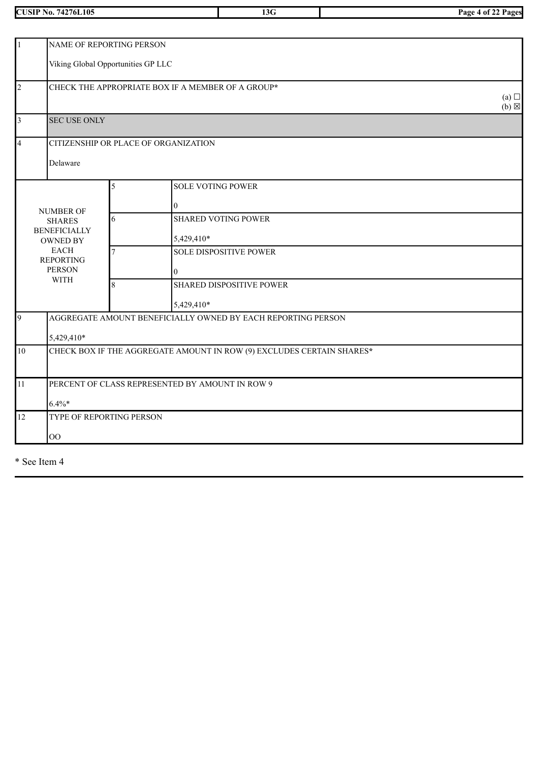CUSIP No. 74276L105 | 13G

| | | | |
|---|---|---|---|
| 1 | NAME OF REPORTING PERSON<br><br>Viking Global Opportunities GP LLC | | |
| 2 | CHECK THE APPROPRIATE BOX IF A MEMBER OF A GROUP*<br>(a) ☐<br>(b) ☒ | | |
| 3 | SEC USE ONLY | | |
| 4 | CITIZENSHIP OR PLACE OF ORGANIZATION<br><br>Delaware | | |
| NUMBER OF SHARES BENEFICIALLY OWNED BY EACH REPORTING PERSON WITH | | 5 | SOLE VOTING POWER<br><br>0 |
| | | 6 | SHARED VOTING POWER<br><br>5,429,410* |
| | | 7 | SOLE DISPOSITIVE POWER<br><br>0 |
| | | 8 | SHARED DISPOSITIVE POWER<br><br>5,429,410* |
| 9 | AGGREGATE AMOUNT BENEFICIALLY OWNED BY EACH REPORTING PERSON<br><br>5,429,410* | | |
| 10 | CHECK BOX IF THE AGGREGATE AMOUNT IN ROW (9) EXCLUDES CERTAIN SHARES* | | |
| 11 | PERCENT OF CLASS REPRESENTED BY AMOUNT IN ROW 9<br><br>6.4%* | | |
| 12 | TYPE OF REPORTING PERSON<br><br>OO | | |

* See Item 4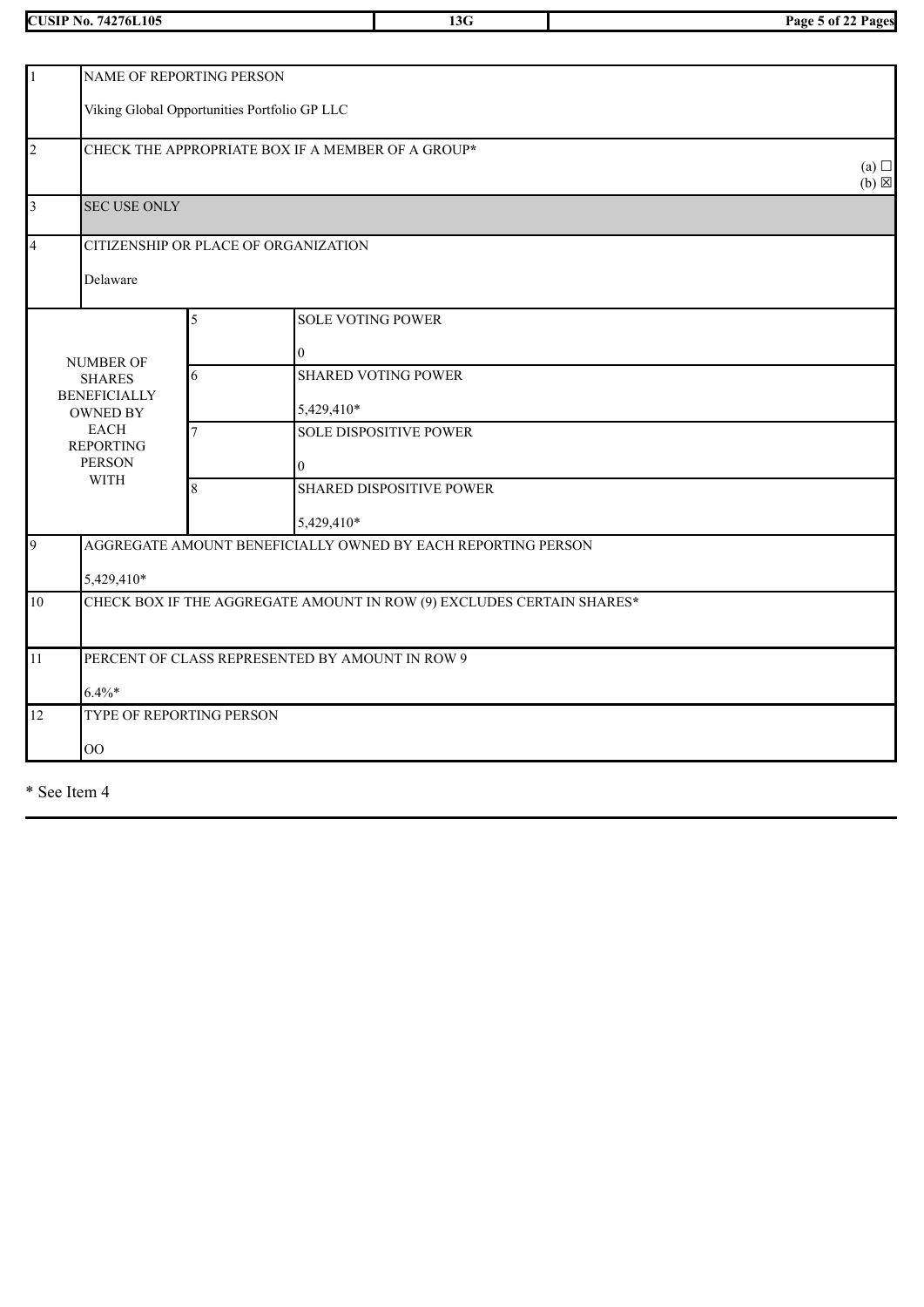| | | | |
|---|---|---|---|
| 1 | NAME OF REPORTING PERSON<br><br>Viking Global Opportunities Portfolio GP LLC | | |
| 2 | CHECK THE APPROPRIATE BOX IF A MEMBER OF A GROUP*<br>(a) ☐<br>(b) ☒ | | |
| 3 | SEC USE ONLY | | |
| 4 | CITIZENSHIP OR PLACE OF ORGANIZATION<br><br>Delaware | | |
| NUMBER OF SHARES BENEFICIALLY OWNED BY EACH REPORTING PERSON WITH | 5 | SOLE VOTING POWER<br><br>0 | |
| | 6 | SHARED VOTING POWER<br><br>5,429,410* | |
| | 7 | SOLE DISPOSITIVE POWER<br><br>0 | |
| | 8 | SHARED DISPOSITIVE POWER<br><br>5,429,410* | |
| 9 | AGGREGATE AMOUNT BENEFICIALLY OWNED BY EACH REPORTING PERSON<br><br>5,429,410* | | |
| 10 | CHECK BOX IF THE AGGREGATE AMOUNT IN ROW (9) EXCLUDES CERTAIN SHARES* | | |
| 11 | PERCENT OF CLASS REPRESENTED BY AMOUNT IN ROW 9<br><br>6.4%* | | |
| 12 | TYPE OF REPORTING PERSON<br><br>OO | | |

* See Item 4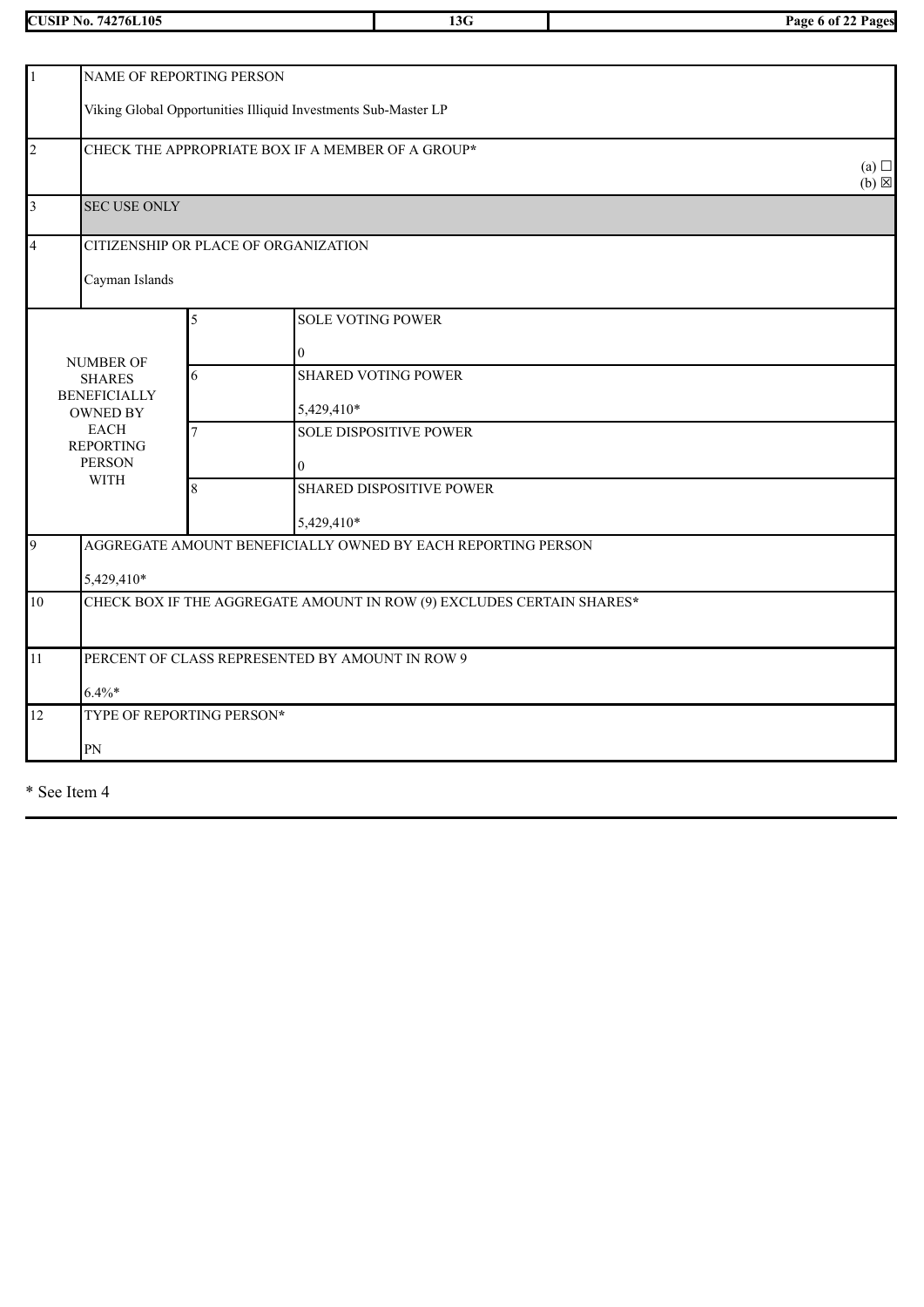| | | | |
|---|---|---|---|
| 1 | NAME OF REPORTING PERSON<br><br>Viking Global Opportunities Illiquid Investments Sub-Master LP | | |
| 2 | CHECK THE APPROPRIATE BOX IF A MEMBER OF A GROUP*<br>(a) ☐<br>(b) ☒ | | |
| 3 | SEC USE ONLY | | |
| 4 | CITIZENSHIP OR PLACE OF ORGANIZATION<br><br>Cayman Islands | | |
| NUMBER OF SHARES BENEFICIALLY OWNED BY EACH REPORTING PERSON WITH | | 5 | SOLE VOTING POWER<br><br>0 |
| | | 6 | SHARED VOTING POWER<br><br>5,429,410* |
| | | 7 | SOLE DISPOSITIVE POWER<br><br>0 |
| | | 8 | SHARED DISPOSITIVE POWER<br><br>5,429,410* |
| 9 | AGGREGATE AMOUNT BENEFICIALLY OWNED BY EACH REPORTING PERSON<br><br>5,429,410* | | |
| 10 | CHECK BOX IF THE AGGREGATE AMOUNT IN ROW (9) EXCLUDES CERTAIN SHARES* | | |
| 11 | PERCENT OF CLASS REPRESENTED BY AMOUNT IN ROW 9<br><br>6.4%* | | |
| 12 | TYPE OF REPORTING PERSON*<br><br>PN | | |

* See Item 4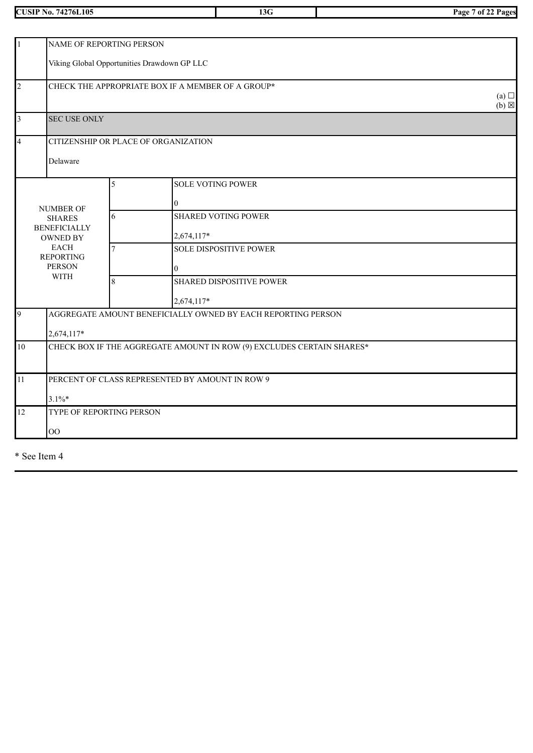CUSIP No. 74276L105 | 13G

| | | | |
|---|---|---|---|
| 1 | NAME OF REPORTING PERSON<br><br>Viking Global Opportunities Drawdown GP LLC | | |
| 2 | CHECK THE APPROPRIATE BOX IF A MEMBER OF A GROUP*<br>(a) ☐<br>(b) ☒ | | |
| 3 | SEC USE ONLY | | |
| 4 | CITIZENSHIP OR PLACE OF ORGANIZATION<br><br>Delaware | | |
| NUMBER OF SHARES BENEFICIALLY OWNED BY EACH REPORTING PERSON WITH | 5 | SOLE VOTING POWER<br><br>0 | |
| | 6 | SHARED VOTING POWER<br><br>2,674,117* | |
| | 7 | SOLE DISPOSITIVE POWER<br><br>0 | |
| | 8 | SHARED DISPOSITIVE POWER<br><br>2,674,117* | |
| 9 | AGGREGATE AMOUNT BENEFICIALLY OWNED BY EACH REPORTING PERSON<br><br>2,674,117* | | |
| 10 | CHECK BOX IF THE AGGREGATE AMOUNT IN ROW (9) EXCLUDES CERTAIN SHARES* | | |
| 11 | PERCENT OF CLASS REPRESENTED BY AMOUNT IN ROW 9<br><br>3.1%* | | |
| 12 | TYPE OF REPORTING PERSON<br><br>OO | | |

* See Item 4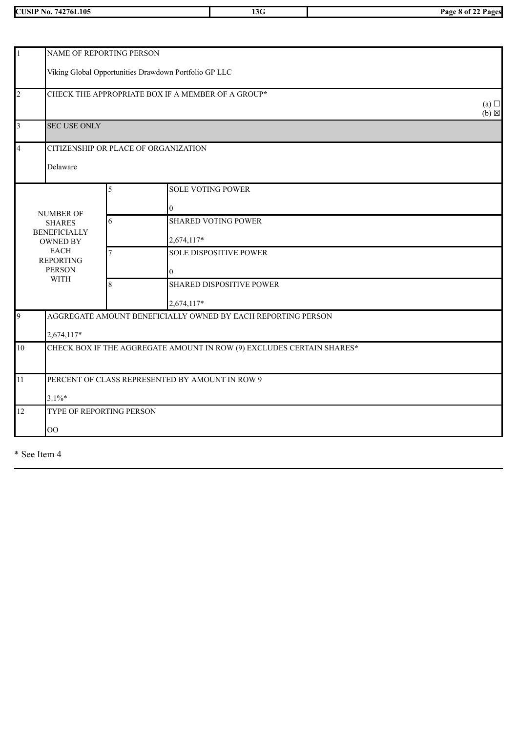| | | | |
|---|---|---|---|
| 1 | NAME OF REPORTING PERSON<br><br>Viking Global Opportunities Drawdown Portfolio GP LLC | | |
| 2 | CHECK THE APPROPRIATE BOX IF A MEMBER OF A GROUP*<br>(a) ☐<br>(b) ☒ | | |
| 3 | SEC USE ONLY | | |
| 4 | CITIZENSHIP OR PLACE OF ORGANIZATION<br><br>Delaware | | |
| NUMBER OF SHARES BENEFICIALLY OWNED BY EACH REPORTING PERSON WITH | 5 | SOLE VOTING POWER<br><br>0 | |
| | 6 | SHARED VOTING POWER<br><br>2,674,117* | |
| | 7 | SOLE DISPOSITIVE POWER<br><br>0 | |
| | 8 | SHARED DISPOSITIVE POWER<br><br>2,674,117* | |
| 9 | AGGREGATE AMOUNT BENEFICIALLY OWNED BY EACH REPORTING PERSON<br><br>2,674,117* | | |
| 10 | CHECK BOX IF THE AGGREGATE AMOUNT IN ROW (9) EXCLUDES CERTAIN SHARES* | | |
| 11 | PERCENT OF CLASS REPRESENTED BY AMOUNT IN ROW 9<br><br>3.1%* | | |
| 12 | TYPE OF REPORTING PERSON<br><br>OO | | |

* See Item 4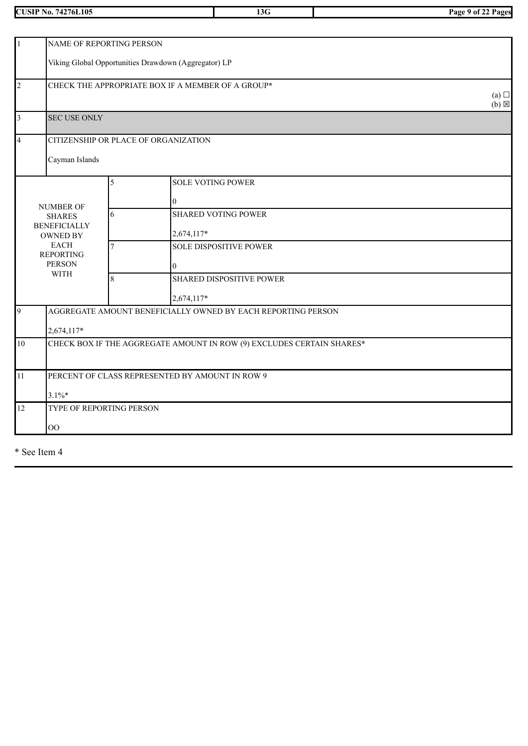| | | | |
|---|---|---|---|
| 1 | NAME OF REPORTING PERSON<br><br>Viking Global Opportunities Drawdown (Aggregator) LP | | |
| 2 | CHECK THE APPROPRIATE BOX IF A MEMBER OF A GROUP*<br>(a) ☐<br>(b) ☒ | | |
| 3 | SEC USE ONLY | | |
| 4 | CITIZENSHIP OR PLACE OF ORGANIZATION<br><br>Cayman Islands | | |
| NUMBER OF SHARES BENEFICIALLY OWNED BY EACH REPORTING PERSON WITH | 5 | SOLE VOTING POWER<br><br>0 | |
| | 6 | SHARED VOTING POWER<br><br>2,674,117* | |
| | 7 | SOLE DISPOSITIVE POWER<br><br>0 | |
| | 8 | SHARED DISPOSITIVE POWER<br><br>2,674,117* | |
| 9 | AGGREGATE AMOUNT BENEFICIALLY OWNED BY EACH REPORTING PERSON<br><br>2,674,117* | | |
| 10 | CHECK BOX IF THE AGGREGATE AMOUNT IN ROW (9) EXCLUDES CERTAIN SHARES* | | |
| 11 | PERCENT OF CLASS REPRESENTED BY AMOUNT IN ROW 9<br><br>3.1%* | | |
| 12 | TYPE OF REPORTING PERSON<br><br>OO | | |

* See Item 4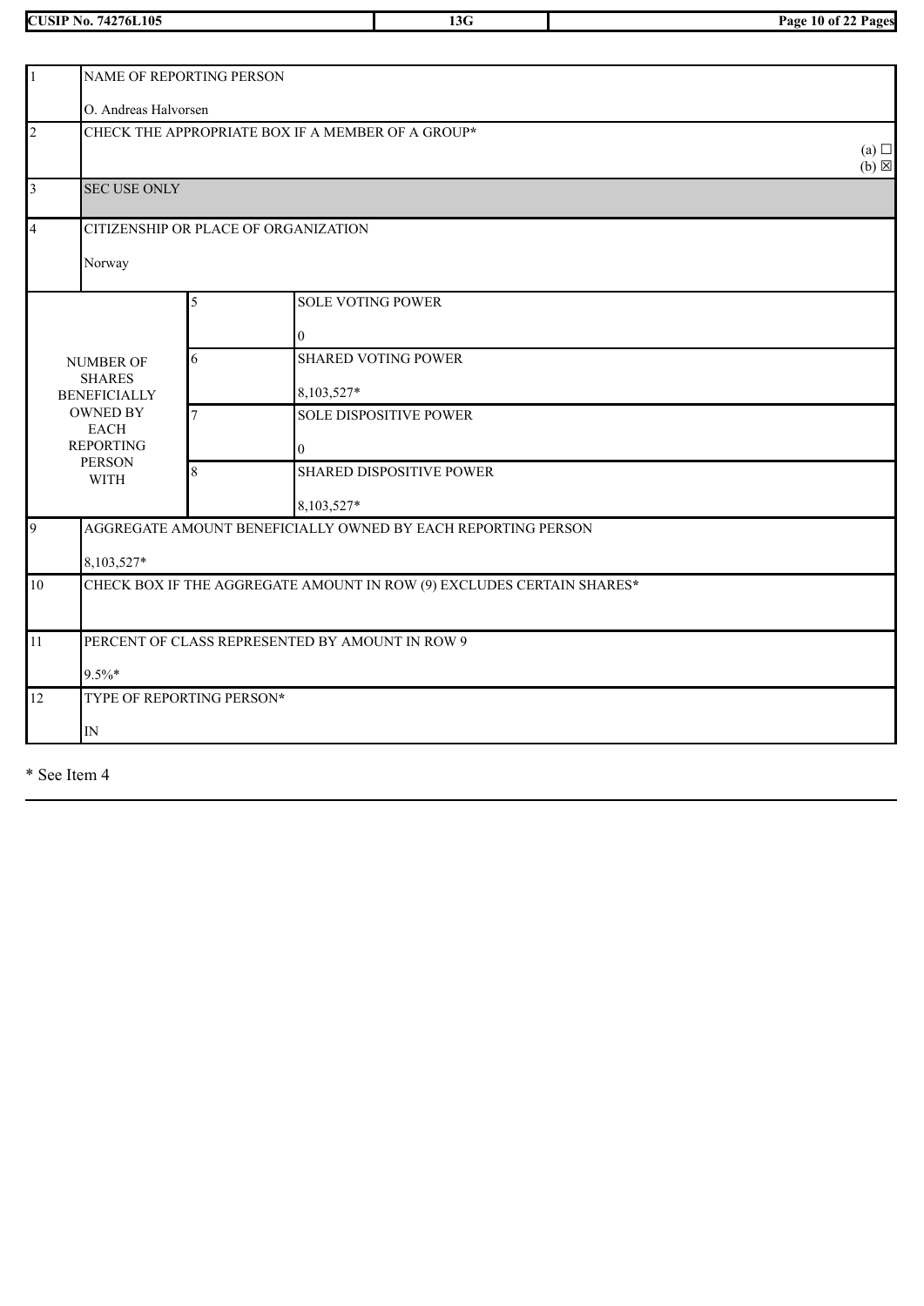| CUSIP No. 74276L105 | 13G | |
|---|---|---|

| | | | |
|---|---|---|---|
| 1 | NAME OF REPORTING PERSON<br><br>O. Andreas Halvorsen | | |
| 2 | CHECK THE APPROPRIATE BOX IF A MEMBER OF A GROUP*<br>(a) ☐<br>(b) ☒ | | |
| 3 | SEC USE ONLY | | |
| 4 | CITIZENSHIP OR PLACE OF ORGANIZATION<br><br>Norway | | |
| NUMBER OF SHARES BENEFICIALLY OWNED BY EACH REPORTING PERSON WITH | 5 | SOLE VOTING POWER<br><br>0 | |
| | 6 | SHARED VOTING POWER<br><br>8,103,527* | |
| | 7 | SOLE DISPOSITIVE POWER<br><br>0 | |
| | 8 | SHARED DISPOSITIVE POWER<br><br>8,103,527* | |
| 9 | AGGREGATE AMOUNT BENEFICIALLY OWNED BY EACH REPORTING PERSON<br><br>8,103,527* | | |
| 10 | CHECK BOX IF THE AGGREGATE AMOUNT IN ROW (9) EXCLUDES CERTAIN SHARES* | | |
| 11 | PERCENT OF CLASS REPRESENTED BY AMOUNT IN ROW 9<br><br>9.5%* | | |
| 12 | TYPE OF REPORTING PERSON*<br><br>IN | | |

* See Item 4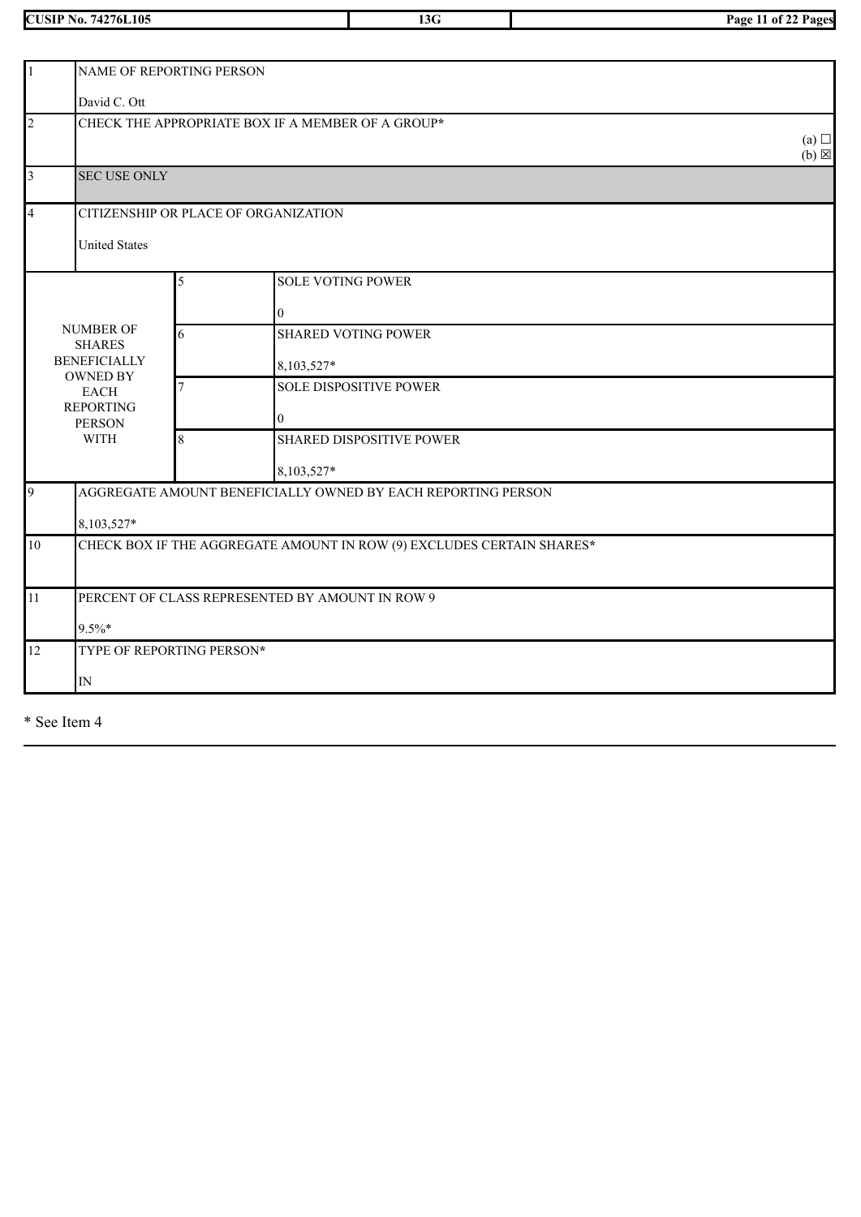| | | | |
|---|---|---|---|
| 1 | NAME OF REPORTING PERSON<br><br>David C. Ott | | |
| 2 | CHECK THE APPROPRIATE BOX IF A MEMBER OF A GROUP*<br>(a) ☐<br>(b) ☒ | | |
| 3 | SEC USE ONLY | | |
| 4 | CITIZENSHIP OR PLACE OF ORGANIZATION<br><br>United States | | |
| NUMBER OF SHARES BENEFICIALLY OWNED BY EACH REPORTING PERSON WITH | | 5 | SOLE VOTING POWER<br><br>0 |
| | | 6 | SHARED VOTING POWER<br><br>8,103,527* |
| | | 7 | SOLE DISPOSITIVE POWER<br><br>0 |
| | | 8 | SHARED DISPOSITIVE POWER<br><br>8,103,527* |
| 9 | AGGREGATE AMOUNT BENEFICIALLY OWNED BY EACH REPORTING PERSON<br><br>8,103,527* | | |
| 10 | CHECK BOX IF THE AGGREGATE AMOUNT IN ROW (9) EXCLUDES CERTAIN SHARES* | | |
| 11 | PERCENT OF CLASS REPRESENTED BY AMOUNT IN ROW 9<br><br>9.5%* | | |
| 12 | TYPE OF REPORTING PERSON*<br><br>IN | | |

* See Item 4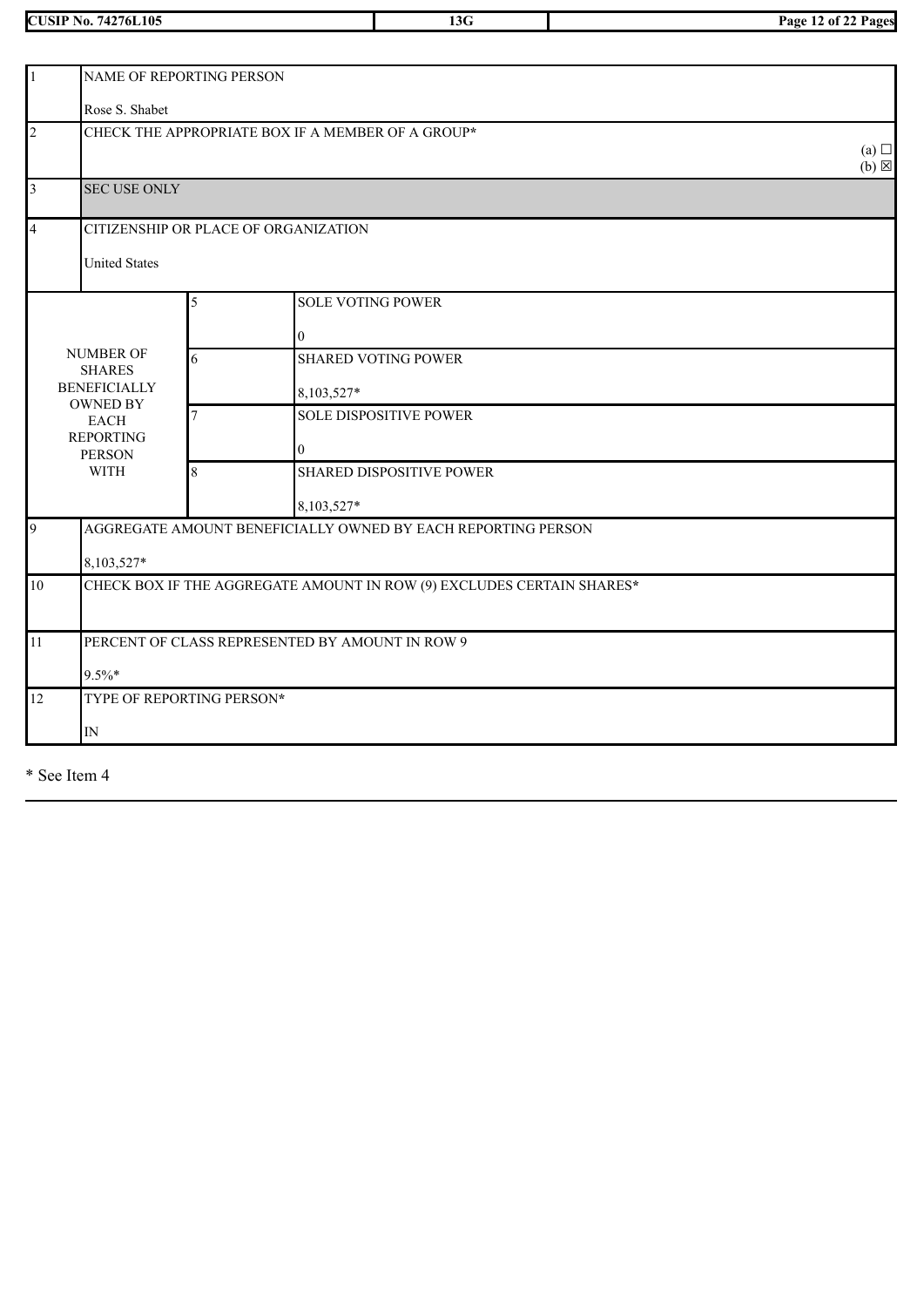| | | | |
|---|---|---|---|
| 1 | NAME OF REPORTING PERSON<br><br>Rose S. Shabet | | |
| 2 | CHECK THE APPROPRIATE BOX IF A MEMBER OF A GROUP*<br>(a) ☐<br>(b) ☒ | | |
| 3 | SEC USE ONLY | | |
| 4 | CITIZENSHIP OR PLACE OF ORGANIZATION<br><br>United States | | |
| NUMBER OF SHARES BENEFICIALLY OWNED BY EACH REPORTING PERSON WITH | 5 | SOLE VOTING POWER<br><br>0 | |
| | 6 | SHARED VOTING POWER<br><br>8,103,527* | |
| | 7 | SOLE DISPOSITIVE POWER<br><br>0 | |
| | 8 | SHARED DISPOSITIVE POWER<br><br>8,103,527* | |
| 9 | AGGREGATE AMOUNT BENEFICIALLY OWNED BY EACH REPORTING PERSON<br><br>8,103,527* | | |
| 10 | CHECK BOX IF THE AGGREGATE AMOUNT IN ROW (9) EXCLUDES CERTAIN SHARES* | | |
| 11 | PERCENT OF CLASS REPRESENTED BY AMOUNT IN ROW 9<br><br>9.5%* | | |
| 12 | TYPE OF REPORTING PERSON*<br><br>IN | | |

* See Item 4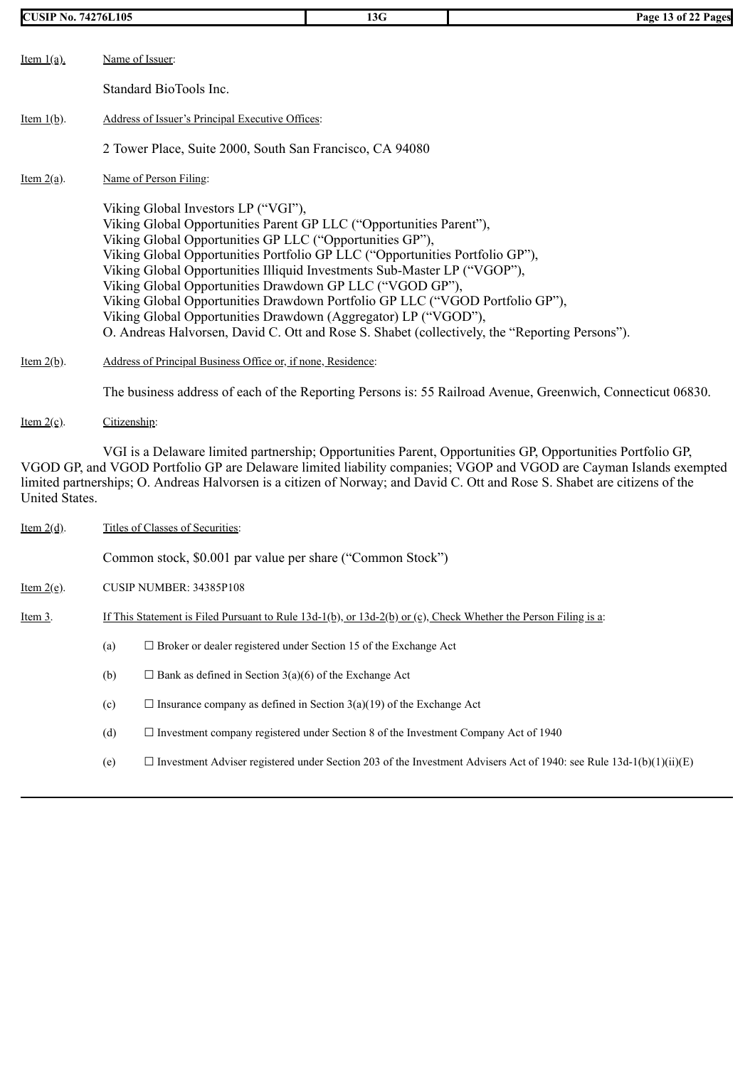Item 1(a). Name of Issuer:

Standard BioTools Inc.

Item 1(b). Address of Issuer's Principal Executive Offices:

2 Tower Place, Suite 2000, South San Francisco, CA 94080

Item 2(a). Name of Person Filing:

Viking Global Investors LP ("VGI"),
Viking Global Opportunities Parent GP LLC ("Opportunities Parent"),
Viking Global Opportunities GP LLC ("Opportunities GP"),
Viking Global Opportunities Portfolio GP LLC ("Opportunities Portfolio GP"),
Viking Global Opportunities Illiquid Investments Sub-Master LP ("VGOP"),
Viking Global Opportunities Drawdown GP LLC ("VGOD GP"),
Viking Global Opportunities Drawdown Portfolio GP LLC ("VGOD Portfolio GP"),
Viking Global Opportunities Drawdown (Aggregator) LP ("VGOD"),
O. Andreas Halvorsen, David C. Ott and Rose S. Shabet (collectively, the "Reporting Persons").

Item 2(b). Address of Principal Business Office or, if none, Residence:

The business address of each of the Reporting Persons is: 55 Railroad Avenue, Greenwich, Connecticut 06830.

Item 2(c). Citizenship:

VGI is a Delaware limited partnership; Opportunities Parent, Opportunities GP, Opportunities Portfolio GP, VGOD GP, and VGOD Portfolio GP are Delaware limited liability companies; VGOP and VGOD are Cayman Islands exempted limited partnerships; O. Andreas Halvorsen is a citizen of Norway; and David C. Ott and Rose S. Shabet are citizens of the United States.

Item 2(d). Titles of Classes of Securities:

Common stock, $0.001 par value per share ("Common Stock")

Item 2(e). CUSIP NUMBER: 34385P108

Item 3. If This Statement is Filed Pursuant to Rule 13d-1(b), or 13d-2(b) or (c), Check Whether the Person Filing is a:

(a) ☐ Broker or dealer registered under Section 15 of the Exchange Act

(b) ☐ Bank as defined in Section 3(a)(6) of the Exchange Act

(c) ☐ Insurance company as defined in Section 3(a)(19) of the Exchange Act

(d) ☐ Investment company registered under Section 8 of the Investment Company Act of 1940

(e) ☐ Investment Adviser registered under Section 203 of the Investment Advisers Act of 1940: see Rule 13d-1(b)(1)(ii)(E)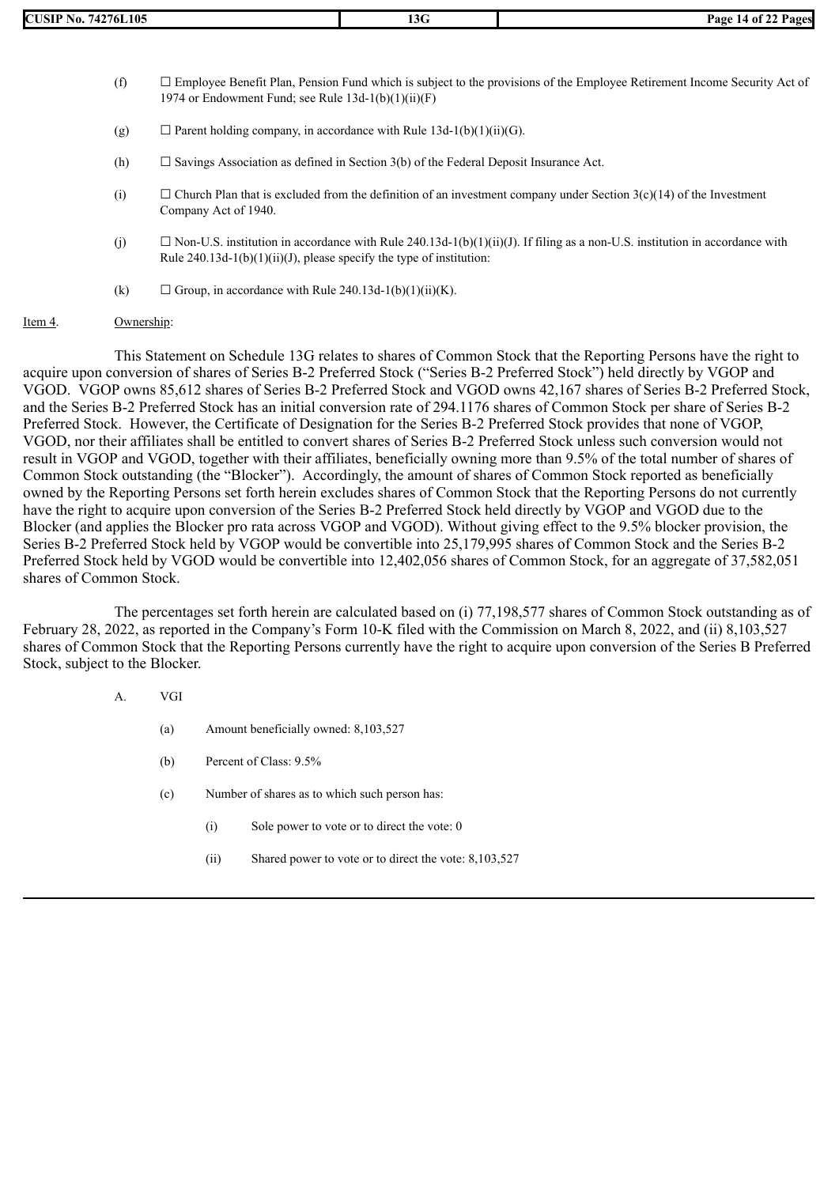(f) ☐ Employee Benefit Plan, Pension Fund which is subject to the provisions of the Employee Retirement Income Security Act of 1974 or Endowment Fund; see Rule 13d-1(b)(1)(ii)(F)

(g) ☐ Parent holding company, in accordance with Rule 13d-1(b)(1)(ii)(G).

(h) ☐ Savings Association as defined in Section 3(b) of the Federal Deposit Insurance Act.

(i) ☐ Church Plan that is excluded from the definition of an investment company under Section 3(c)(14) of the Investment Company Act of 1940.

(j) ☐ Non-U.S. institution in accordance with Rule 240.13d-1(b)(1)(ii)(J). If filing as a non-U.S. institution in accordance with Rule 240.13d-1(b)(1)(ii)(J), please specify the type of institution:

(k) ☐ Group, in accordance with Rule 240.13d-1(b)(1)(ii)(K).

Item 4. Ownership:

This Statement on Schedule 13G relates to shares of Common Stock that the Reporting Persons have the right to acquire upon conversion of shares of Series B-2 Preferred Stock ("Series B-2 Preferred Stock") held directly by VGOP and VGOD. VGOP owns 85,612 shares of Series B-2 Preferred Stock and VGOD owns 42,167 shares of Series B-2 Preferred Stock, and the Series B-2 Preferred Stock has an initial conversion rate of 294.1176 shares of Common Stock per share of Series B-2 Preferred Stock. However, the Certificate of Designation for the Series B-2 Preferred Stock provides that none of VGOP, VGOD, nor their affiliates shall be entitled to convert shares of Series B-2 Preferred Stock unless such conversion would not result in VGOP and VGOD, together with their affiliates, beneficially owning more than 9.5% of the total number of shares of Common Stock outstanding (the "Blocker"). Accordingly, the amount of shares of Common Stock reported as beneficially owned by the Reporting Persons set forth herein excludes shares of Common Stock that the Reporting Persons do not currently have the right to acquire upon conversion of the Series B-2 Preferred Stock held directly by VGOP and VGOD due to the Blocker (and applies the Blocker pro rata across VGOP and VGOD). Without giving effect to the 9.5% blocker provision, the Series B-2 Preferred Stock held by VGOP would be convertible into 25,179,995 shares of Common Stock and the Series B-2 Preferred Stock held by VGOD would be convertible into 12,402,056 shares of Common Stock, for an aggregate of 37,582,051 shares of Common Stock.

The percentages set forth herein are calculated based on (i) 77,198,577 shares of Common Stock outstanding as of February 28, 2022, as reported in the Company's Form 10-K filed with the Commission on March 8, 2022, and (ii) 8,103,527 shares of Common Stock that the Reporting Persons currently have the right to acquire upon conversion of the Series B Preferred Stock, subject to the Blocker.

A. VGI

(a) Amount beneficially owned: 8,103,527

(b) Percent of Class: 9.5%

(c) Number of shares as to which such person has:

(i) Sole power to vote or to direct the vote: 0

(ii) Shared power to vote or to direct the vote: 8,103,527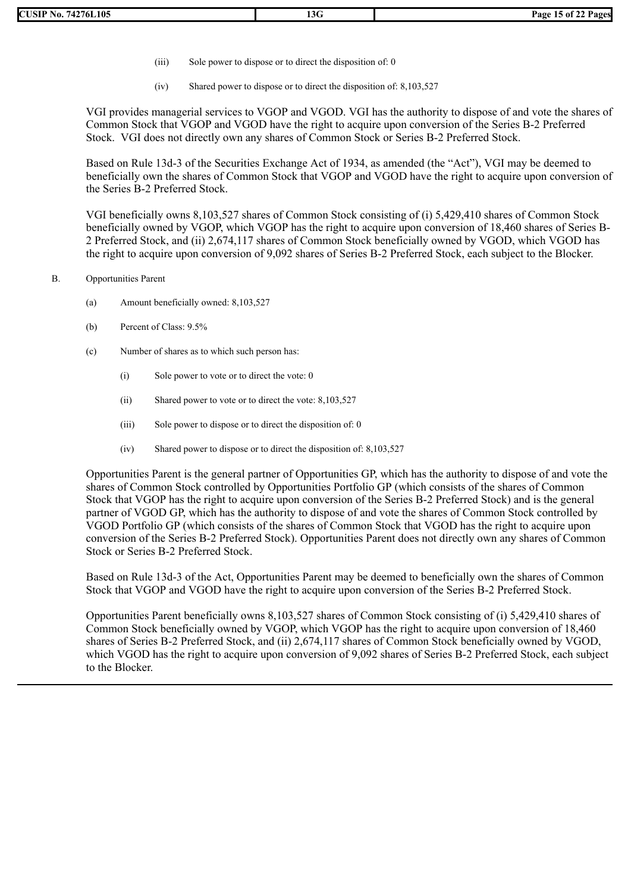(iii) Sole power to dispose or to direct the disposition of: 0

(iv) Shared power to dispose or to direct the disposition of: 8,103,527

VGI provides managerial services to VGOP and VGOD. VGI has the authority to dispose of and vote the shares of Common Stock that VGOP and VGOD have the right to acquire upon conversion of the Series B-2 Preferred Stock. VGI does not directly own any shares of Common Stock or Series B-2 Preferred Stock.

Based on Rule 13d-3 of the Securities Exchange Act of 1934, as amended (the "Act"), VGI may be deemed to beneficially own the shares of Common Stock that VGOP and VGOD have the right to acquire upon conversion of the Series B-2 Preferred Stock.

VGI beneficially owns 8,103,527 shares of Common Stock consisting of (i) 5,429,410 shares of Common Stock beneficially owned by VGOP, which VGOP has the right to acquire upon conversion of 18,460 shares of Series B-2 Preferred Stock, and (ii) 2,674,117 shares of Common Stock beneficially owned by VGOD, which VGOD has the right to acquire upon conversion of 9,092 shares of Series B-2 Preferred Stock, each subject to the Blocker.

B. Opportunities Parent

(a) Amount beneficially owned: 8,103,527

(b) Percent of Class: 9.5%

(c) Number of shares as to which such person has:

(i) Sole power to vote or to direct the vote: 0

(ii) Shared power to vote or to direct the vote: 8,103,527

(iii) Sole power to dispose or to direct the disposition of: 0

(iv) Shared power to dispose or to direct the disposition of: 8,103,527

Opportunities Parent is the general partner of Opportunities GP, which has the authority to dispose of and vote the shares of Common Stock controlled by Opportunities Portfolio GP (which consists of the shares of Common Stock that VGOP has the right to acquire upon conversion of the Series B-2 Preferred Stock) and is the general partner of VGOD GP, which has the authority to dispose of and vote the shares of Common Stock controlled by VGOD Portfolio GP (which consists of the shares of Common Stock that VGOD has the right to acquire upon conversion of the Series B-2 Preferred Stock). Opportunities Parent does not directly own any shares of Common Stock or Series B-2 Preferred Stock.

Based on Rule 13d-3 of the Act, Opportunities Parent may be deemed to beneficially own the shares of Common Stock that VGOP and VGOD have the right to acquire upon conversion of the Series B-2 Preferred Stock.

Opportunities Parent beneficially owns 8,103,527 shares of Common Stock consisting of (i) 5,429,410 shares of Common Stock beneficially owned by VGOP, which VGOP has the right to acquire upon conversion of 18,460 shares of Series B-2 Preferred Stock, and (ii) 2,674,117 shares of Common Stock beneficially owned by VGOD, which VGOD has the right to acquire upon conversion of 9,092 shares of Series B-2 Preferred Stock, each subject to the Blocker.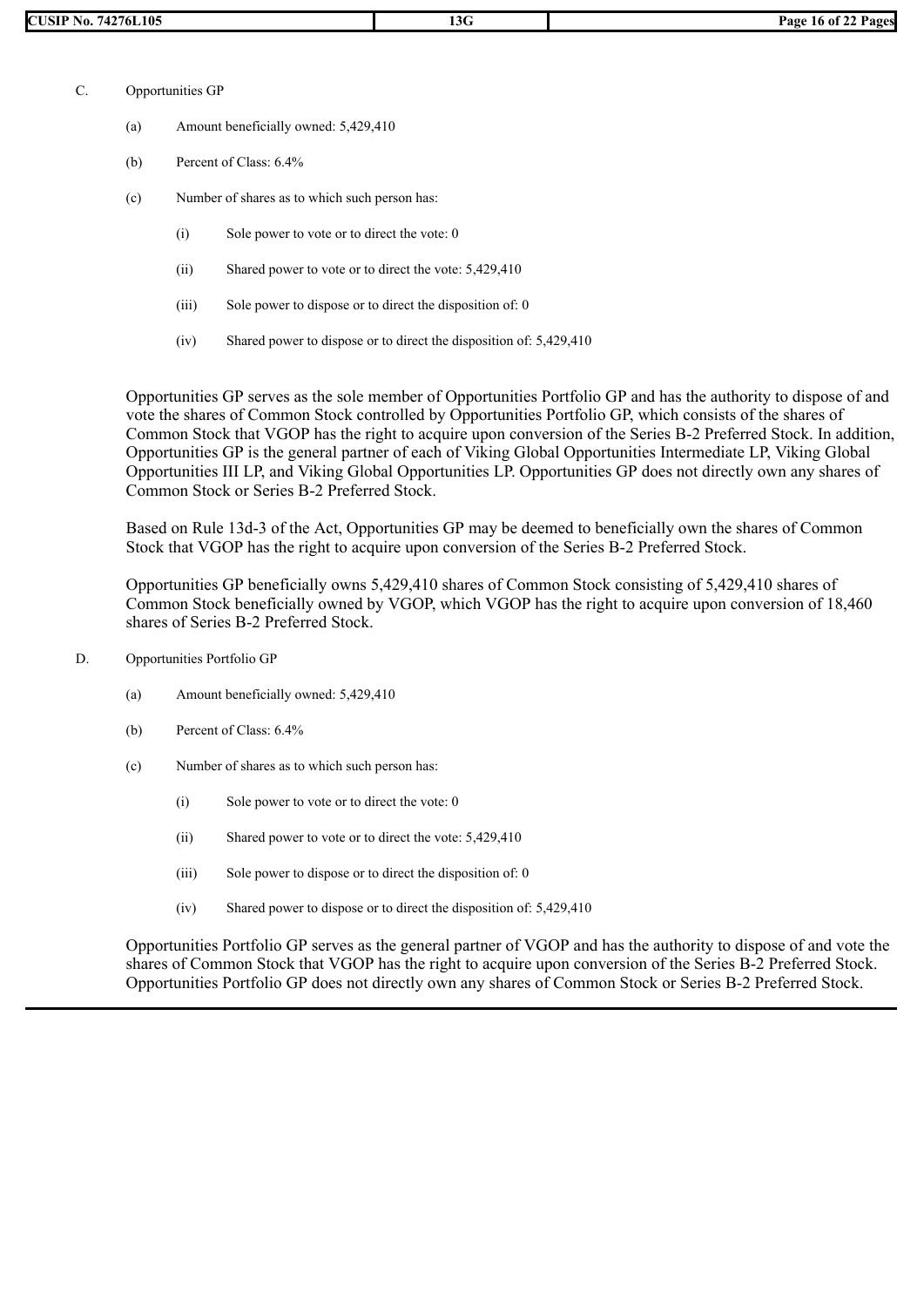C. Opportunities GP

(a) Amount beneficially owned: 5,429,410

(b) Percent of Class: 6.4%

(c) Number of shares as to which such person has:

(i) Sole power to vote or to direct the vote: 0

(ii) Shared power to vote or to direct the vote: 5,429,410

(iii) Sole power to dispose or to direct the disposition of: 0

(iv) Shared power to dispose or to direct the disposition of: 5,429,410

Opportunities GP serves as the sole member of Opportunities Portfolio GP and has the authority to dispose of and vote the shares of Common Stock controlled by Opportunities Portfolio GP, which consists of the shares of Common Stock that VGOP has the right to acquire upon conversion of the Series B-2 Preferred Stock. In addition, Opportunities GP is the general partner of each of Viking Global Opportunities Intermediate LP, Viking Global Opportunities III LP, and Viking Global Opportunities LP. Opportunities GP does not directly own any shares of Common Stock or Series B-2 Preferred Stock.

Based on Rule 13d-3 of the Act, Opportunities GP may be deemed to beneficially own the shares of Common Stock that VGOP has the right to acquire upon conversion of the Series B-2 Preferred Stock.

Opportunities GP beneficially owns 5,429,410 shares of Common Stock consisting of 5,429,410 shares of Common Stock beneficially owned by VGOP, which VGOP has the right to acquire upon conversion of 18,460 shares of Series B-2 Preferred Stock.

D. Opportunities Portfolio GP

(a) Amount beneficially owned: 5,429,410

(b) Percent of Class: 6.4%

(c) Number of shares as to which such person has:

(i) Sole power to vote or to direct the vote: 0

(ii) Shared power to vote or to direct the vote: 5,429,410

(iii) Sole power to dispose or to direct the disposition of: 0

(iv) Shared power to dispose or to direct the disposition of: 5,429,410

Opportunities Portfolio GP serves as the general partner of VGOP and has the authority to dispose of and vote the shares of Common Stock that VGOP has the right to acquire upon conversion of the Series B-2 Preferred Stock. Opportunities Portfolio GP does not directly own any shares of Common Stock or Series B-2 Preferred Stock.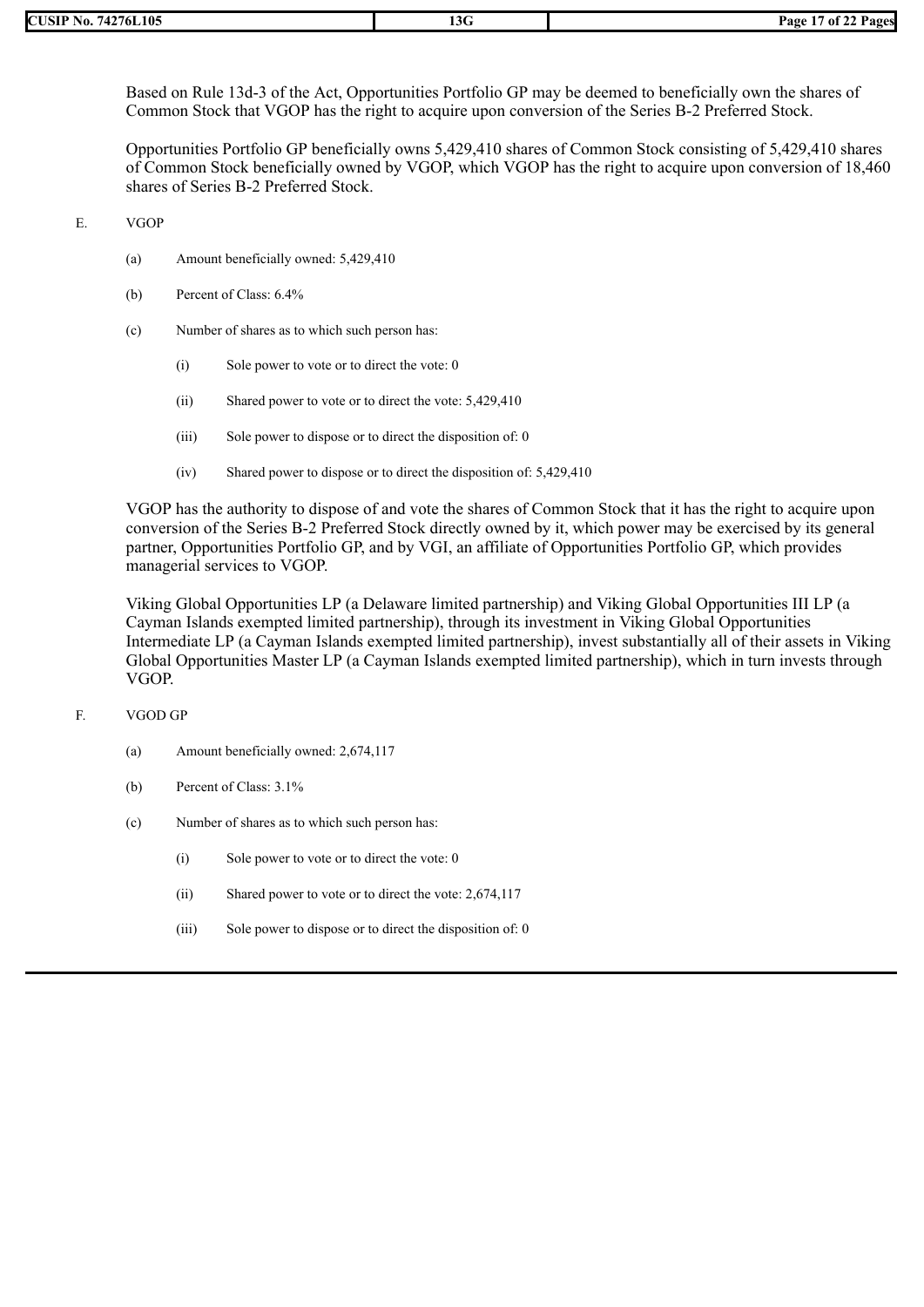Based on Rule 13d-3 of the Act, Opportunities Portfolio GP may be deemed to beneficially own the shares of Common Stock that VGOP has the right to acquire upon conversion of the Series B-2 Preferred Stock.

Opportunities Portfolio GP beneficially owns 5,429,410 shares of Common Stock consisting of 5,429,410 shares of Common Stock beneficially owned by VGOP, which VGOP has the right to acquire upon conversion of 18,460 shares of Series B-2 Preferred Stock.

E. VGOP

(a) Amount beneficially owned: 5,429,410

(b) Percent of Class: 6.4%

(c) Number of shares as to which such person has:

(i) Sole power to vote or to direct the vote: 0

(ii) Shared power to vote or to direct the vote: 5,429,410

(iii) Sole power to dispose or to direct the disposition of: 0

(iv) Shared power to dispose or to direct the disposition of: 5,429,410

VGOP has the authority to dispose of and vote the shares of Common Stock that it has the right to acquire upon conversion of the Series B-2 Preferred Stock directly owned by it, which power may be exercised by its general partner, Opportunities Portfolio GP, and by VGI, an affiliate of Opportunities Portfolio GP, which provides managerial services to VGOP.

Viking Global Opportunities LP (a Delaware limited partnership) and Viking Global Opportunities III LP (a Cayman Islands exempted limited partnership), through its investment in Viking Global Opportunities Intermediate LP (a Cayman Islands exempted limited partnership), invest substantially all of their assets in Viking Global Opportunities Master LP (a Cayman Islands exempted limited partnership), which in turn invests through VGOP.

F. VGOD GP

(a) Amount beneficially owned: 2,674,117

(b) Percent of Class: 3.1%

(c) Number of shares as to which such person has:

(i) Sole power to vote or to direct the vote: 0

(ii) Shared power to vote or to direct the vote: 2,674,117

(iii) Sole power to dispose or to direct the disposition of: 0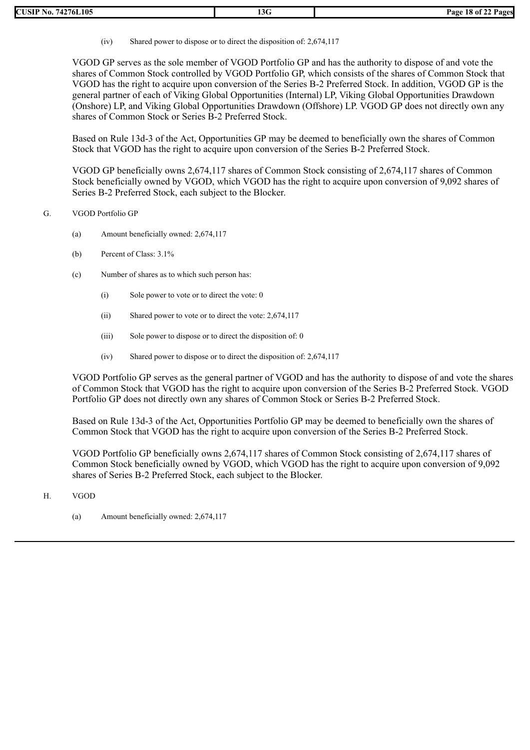(iv) Shared power to dispose or to direct the disposition of: 2,674,117

VGOD GP serves as the sole member of VGOD Portfolio GP and has the authority to dispose of and vote the shares of Common Stock controlled by VGOD Portfolio GP, which consists of the shares of Common Stock that VGOD has the right to acquire upon conversion of the Series B-2 Preferred Stock. In addition, VGOD GP is the general partner of each of Viking Global Opportunities (Internal) LP, Viking Global Opportunities Drawdown (Onshore) LP, and Viking Global Opportunities Drawdown (Offshore) LP. VGOD GP does not directly own any shares of Common Stock or Series B-2 Preferred Stock.

Based on Rule 13d-3 of the Act, Opportunities GP may be deemed to beneficially own the shares of Common Stock that VGOD has the right to acquire upon conversion of the Series B-2 Preferred Stock.

VGOD GP beneficially owns 2,674,117 shares of Common Stock consisting of 2,674,117 shares of Common Stock beneficially owned by VGOD, which VGOD has the right to acquire upon conversion of 9,092 shares of Series B-2 Preferred Stock, each subject to the Blocker.

G. VGOD Portfolio GP

(a) Amount beneficially owned: 2,674,117

(b) Percent of Class: 3.1%

(c) Number of shares as to which such person has:

(i) Sole power to vote or to direct the vote: 0

(ii) Shared power to vote or to direct the vote: 2,674,117

(iii) Sole power to dispose or to direct the disposition of: 0

(iv) Shared power to dispose or to direct the disposition of: 2,674,117

VGOD Portfolio GP serves as the general partner of VGOD and has the authority to dispose of and vote the shares of Common Stock that VGOD has the right to acquire upon conversion of the Series B-2 Preferred Stock. VGOD Portfolio GP does not directly own any shares of Common Stock or Series B-2 Preferred Stock.

Based on Rule 13d-3 of the Act, Opportunities Portfolio GP may be deemed to beneficially own the shares of Common Stock that VGOD has the right to acquire upon conversion of the Series B-2 Preferred Stock.

VGOD Portfolio GP beneficially owns 2,674,117 shares of Common Stock consisting of 2,674,117 shares of Common Stock beneficially owned by VGOD, which VGOD has the right to acquire upon conversion of 9,092 shares of Series B-2 Preferred Stock, each subject to the Blocker.

H. VGOD

(a) Amount beneficially owned: 2,674,117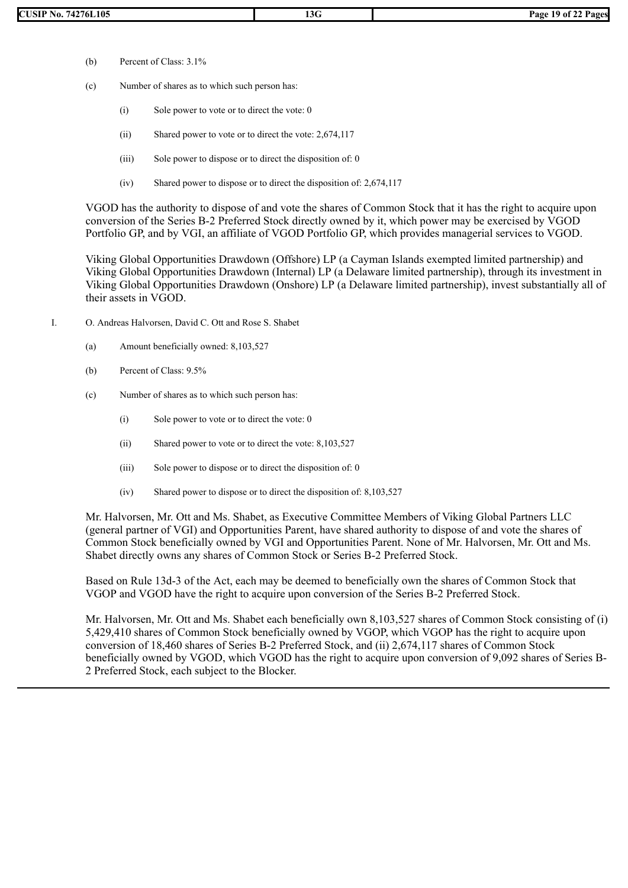(b) Percent of Class: 3.1%

(c) Number of shares as to which such person has:

(i) Sole power to vote or to direct the vote: 0

(ii) Shared power to vote or to direct the vote: 2,674,117

(iii) Sole power to dispose or to direct the disposition of: 0

(iv) Shared power to dispose or to direct the disposition of: 2,674,117

VGOD has the authority to dispose of and vote the shares of Common Stock that it has the right to acquire upon conversion of the Series B-2 Preferred Stock directly owned by it, which power may be exercised by VGOD Portfolio GP, and by VGI, an affiliate of VGOD Portfolio GP, which provides managerial services to VGOD.

Viking Global Opportunities Drawdown (Offshore) LP (a Cayman Islands exempted limited partnership) and Viking Global Opportunities Drawdown (Internal) LP (a Delaware limited partnership), through its investment in Viking Global Opportunities Drawdown (Onshore) LP (a Delaware limited partnership), invest substantially all of their assets in VGOD.

I. O. Andreas Halvorsen, David C. Ott and Rose S. Shabet

(a) Amount beneficially owned: 8,103,527

(b) Percent of Class: 9.5%

(c) Number of shares as to which such person has:

(i) Sole power to vote or to direct the vote: 0

(ii) Shared power to vote or to direct the vote: 8,103,527

(iii) Sole power to dispose or to direct the disposition of: 0

(iv) Shared power to dispose or to direct the disposition of: 8,103,527

Mr. Halvorsen, Mr. Ott and Ms. Shabet, as Executive Committee Members of Viking Global Partners LLC (general partner of VGI) and Opportunities Parent, have shared authority to dispose of and vote the shares of Common Stock beneficially owned by VGI and Opportunities Parent. None of Mr. Halvorsen, Mr. Ott and Ms. Shabet directly owns any shares of Common Stock or Series B-2 Preferred Stock.

Based on Rule 13d-3 of the Act, each may be deemed to beneficially own the shares of Common Stock that VGOP and VGOD have the right to acquire upon conversion of the Series B-2 Preferred Stock.

Mr. Halvorsen, Mr. Ott and Ms. Shabet each beneficially own 8,103,527 shares of Common Stock consisting of (i) 5,429,410 shares of Common Stock beneficially owned by VGOP, which VGOP has the right to acquire upon conversion of 18,460 shares of Series B-2 Preferred Stock, and (ii) 2,674,117 shares of Common Stock beneficially owned by VGOD, which VGOD has the right to acquire upon conversion of 9,092 shares of Series B-2 Preferred Stock, each subject to the Blocker.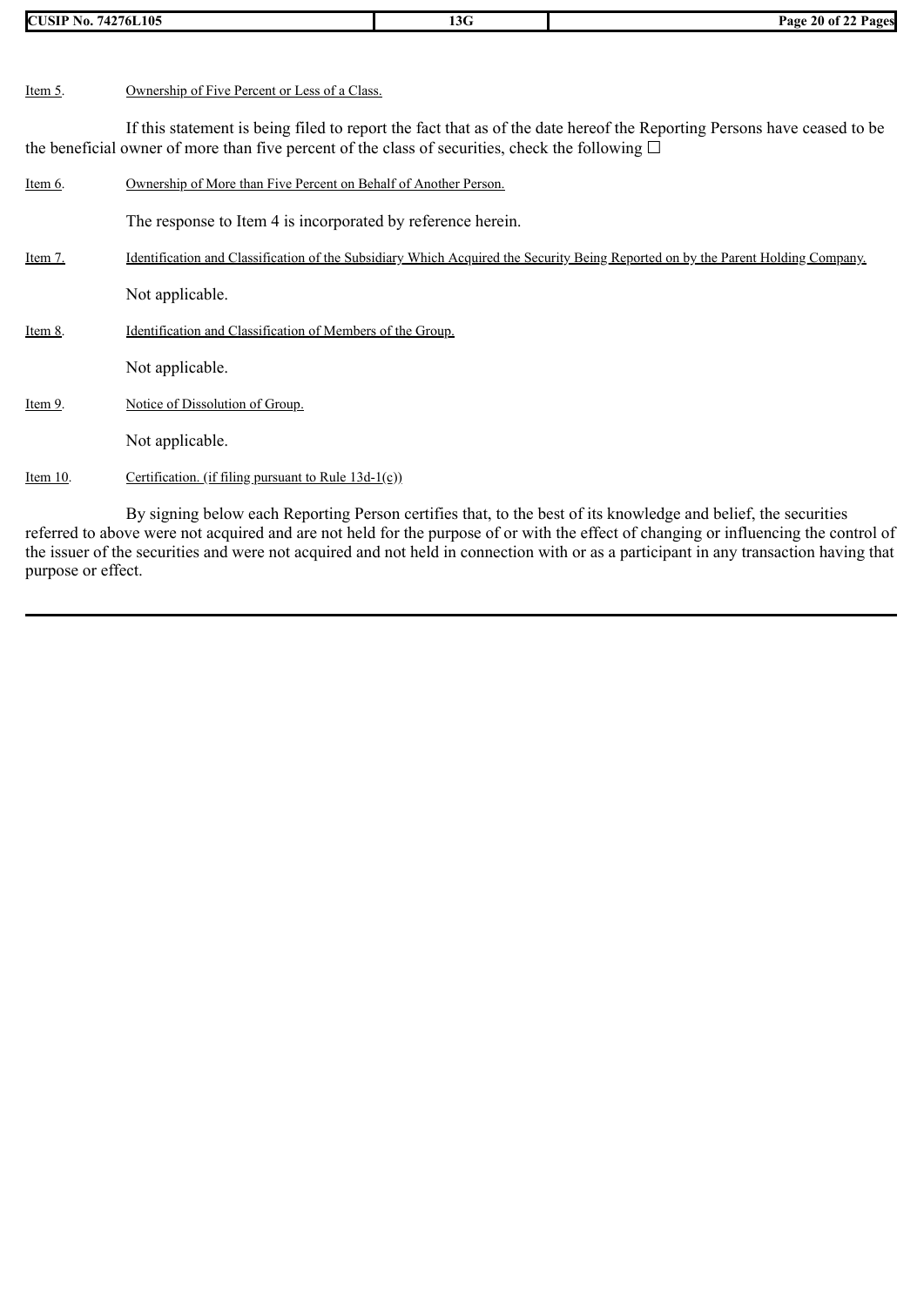Item 5. Ownership of Five Percent or Less of a Class.

If this statement is being filed to report the fact that as of the date hereof the Reporting Persons have ceased to be the beneficial owner of more than five percent of the class of securities, check the following ☐

Item 6. Ownership of More than Five Percent on Behalf of Another Person.

The response to Item 4 is incorporated by reference herein.

Item 7. Identification and Classification of the Subsidiary Which Acquired the Security Being Reported on by the Parent Holding Company.

Not applicable.

Item 8. Identification and Classification of Members of the Group.

Not applicable.

Item 9. Notice of Dissolution of Group.

Not applicable.

Item 10. Certification. (if filing pursuant to Rule 13d-1(c))

By signing below each Reporting Person certifies that, to the best of its knowledge and belief, the securities referred to above were not acquired and are not held for the purpose of or with the effect of changing or influencing the control of the issuer of the securities and were not acquired and not held in connection with or as a participant in any transaction having that purpose or effect.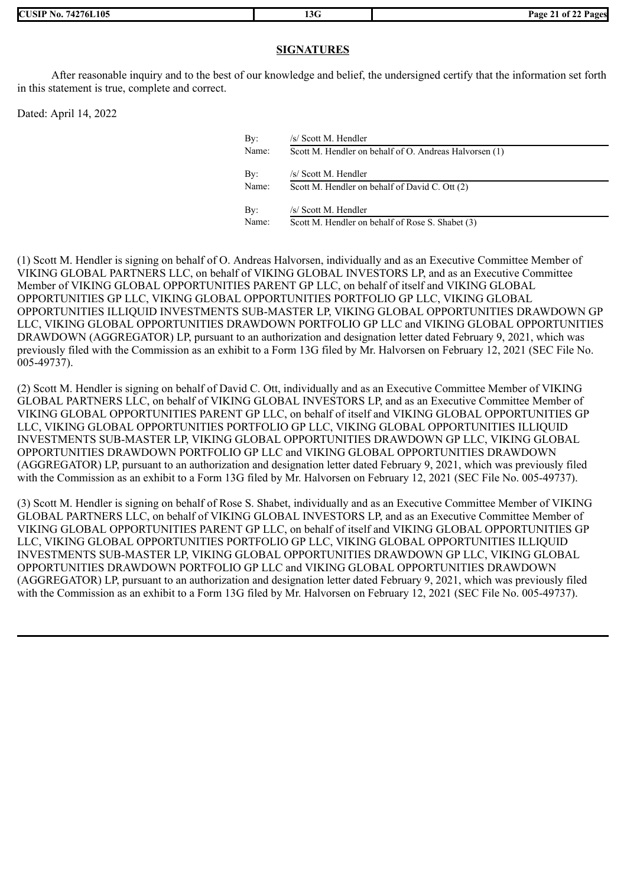## SIGNATURES

After reasonable inquiry and to the best of our knowledge and belief, the undersigned certify that the information set forth in this statement is true, complete and correct.

Dated: April 14, 2022

By: /s/ Scott M. Hendler
Name: Scott M. Hendler on behalf of O. Andreas Halvorsen (1)

By: /s/ Scott M. Hendler
Name: Scott M. Hendler on behalf of David C. Ott (2)

By: /s/ Scott M. Hendler
Name: Scott M. Hendler on behalf of Rose S. Shabet (3)

(1) Scott M. Hendler is signing on behalf of O. Andreas Halvorsen, individually and as an Executive Committee Member of VIKING GLOBAL PARTNERS LLC, on behalf of VIKING GLOBAL INVESTORS LP, and as an Executive Committee Member of VIKING GLOBAL OPPORTUNITIES PARENT GP LLC, on behalf of itself and VIKING GLOBAL OPPORTUNITIES GP LLC, VIKING GLOBAL OPPORTUNITIES PORTFOLIO GP LLC, VIKING GLOBAL OPPORTUNITIES ILLIQUID INVESTMENTS SUB-MASTER LP, VIKING GLOBAL OPPORTUNITIES DRAWDOWN GP LLC, VIKING GLOBAL OPPORTUNITIES DRAWDOWN PORTFOLIO GP LLC and VIKING GLOBAL OPPORTUNITIES DRAWDOWN (AGGREGATOR) LP, pursuant to an authorization and designation letter dated February 9, 2021, which was previously filed with the Commission as an exhibit to a Form 13G filed by Mr. Halvorsen on February 12, 2021 (SEC File No. 005-49737).

(2) Scott M. Hendler is signing on behalf of David C. Ott, individually and as an Executive Committee Member of VIKING GLOBAL PARTNERS LLC, on behalf of VIKING GLOBAL INVESTORS LP, and as an Executive Committee Member of VIKING GLOBAL OPPORTUNITIES PARENT GP LLC, on behalf of itself and VIKING GLOBAL OPPORTUNITIES GP LLC, VIKING GLOBAL OPPORTUNITIES PORTFOLIO GP LLC, VIKING GLOBAL OPPORTUNITIES ILLIQUID INVESTMENTS SUB-MASTER LP, VIKING GLOBAL OPPORTUNITIES DRAWDOWN GP LLC, VIKING GLOBAL OPPORTUNITIES DRAWDOWN PORTFOLIO GP LLC and VIKING GLOBAL OPPORTUNITIES DRAWDOWN (AGGREGATOR) LP, pursuant to an authorization and designation letter dated February 9, 2021, which was previously filed with the Commission as an exhibit to a Form 13G filed by Mr. Halvorsen on February 12, 2021 (SEC File No. 005-49737).

(3) Scott M. Hendler is signing on behalf of Rose S. Shabet, individually and as an Executive Committee Member of VIKING GLOBAL PARTNERS LLC, on behalf of VIKING GLOBAL INVESTORS LP, and as an Executive Committee Member of VIKING GLOBAL OPPORTUNITIES PARENT GP LLC, on behalf of itself and VIKING GLOBAL OPPORTUNITIES GP LLC, VIKING GLOBAL OPPORTUNITIES PORTFOLIO GP LLC, VIKING GLOBAL OPPORTUNITIES ILLIQUID INVESTMENTS SUB-MASTER LP, VIKING GLOBAL OPPORTUNITIES DRAWDOWN GP LLC, VIKING GLOBAL OPPORTUNITIES DRAWDOWN PORTFOLIO GP LLC and VIKING GLOBAL OPPORTUNITIES DRAWDOWN (AGGREGATOR) LP, pursuant to an authorization and designation letter dated February 9, 2021, which was previously filed with the Commission as an exhibit to a Form 13G filed by Mr. Halvorsen on February 12, 2021 (SEC File No. 005-49737).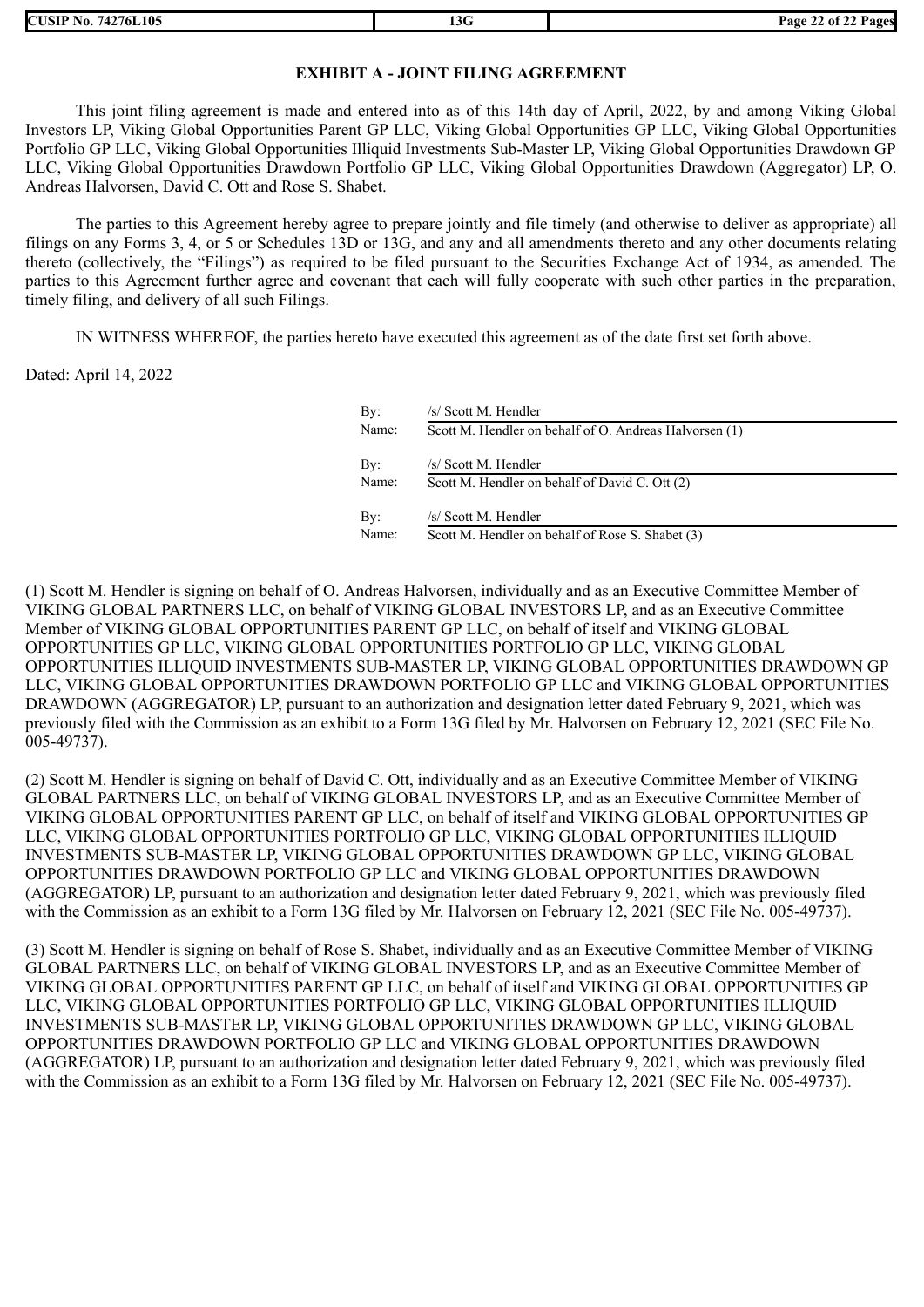## EXHIBIT A - JOINT FILING AGREEMENT

This joint filing agreement is made and entered into as of this 14th day of April, 2022, by and among Viking Global Investors LP, Viking Global Opportunities Parent GP LLC, Viking Global Opportunities GP LLC, Viking Global Opportunities Portfolio GP LLC, Viking Global Opportunities Illiquid Investments Sub-Master LP, Viking Global Opportunities Drawdown GP LLC, Viking Global Opportunities Drawdown Portfolio GP LLC, Viking Global Opportunities Drawdown (Aggregator) LP, O. Andreas Halvorsen, David C. Ott and Rose S. Shabet.

The parties to this Agreement hereby agree to prepare jointly and file timely (and otherwise to deliver as appropriate) all filings on any Forms 3, 4, or 5 or Schedules 13D or 13G, and any and all amendments thereto and any other documents relating thereto (collectively, the "Filings") as required to be filed pursuant to the Securities Exchange Act of 1934, as amended. The parties to this Agreement further agree and covenant that each will fully cooperate with such other parties in the preparation, timely filing, and delivery of all such Filings.

IN WITNESS WHEREOF, the parties hereto have executed this agreement as of the date first set forth above.

Dated: April 14, 2022

By: /s/ Scott M. Hendler
Name: Scott M. Hendler on behalf of O. Andreas Halvorsen (1)

By: /s/ Scott M. Hendler
Name: Scott M. Hendler on behalf of David C. Ott (2)

By: /s/ Scott M. Hendler
Name: Scott M. Hendler on behalf of Rose S. Shabet (3)

(1) Scott M. Hendler is signing on behalf of O. Andreas Halvorsen, individually and as an Executive Committee Member of VIKING GLOBAL PARTNERS LLC, on behalf of VIKING GLOBAL INVESTORS LP, and as an Executive Committee Member of VIKING GLOBAL OPPORTUNITIES PARENT GP LLC, on behalf of itself and VIKING GLOBAL OPPORTUNITIES GP LLC, VIKING GLOBAL OPPORTUNITIES PORTFOLIO GP LLC, VIKING GLOBAL OPPORTUNITIES ILLIQUID INVESTMENTS SUB-MASTER LP, VIKING GLOBAL OPPORTUNITIES DRAWDOWN GP LLC, VIKING GLOBAL OPPORTUNITIES DRAWDOWN PORTFOLIO GP LLC and VIKING GLOBAL OPPORTUNITIES DRAWDOWN (AGGREGATOR) LP, pursuant to an authorization and designation letter dated February 9, 2021, which was previously filed with the Commission as an exhibit to a Form 13G filed by Mr. Halvorsen on February 12, 2021 (SEC File No. 005-49737).

(2) Scott M. Hendler is signing on behalf of David C. Ott, individually and as an Executive Committee Member of VIKING GLOBAL PARTNERS LLC, on behalf of VIKING GLOBAL INVESTORS LP, and as an Executive Committee Member of VIKING GLOBAL OPPORTUNITIES PARENT GP LLC, on behalf of itself and VIKING GLOBAL OPPORTUNITIES GP LLC, VIKING GLOBAL OPPORTUNITIES PORTFOLIO GP LLC, VIKING GLOBAL OPPORTUNITIES ILLIQUID INVESTMENTS SUB-MASTER LP, VIKING GLOBAL OPPORTUNITIES DRAWDOWN GP LLC, VIKING GLOBAL OPPORTUNITIES DRAWDOWN PORTFOLIO GP LLC and VIKING GLOBAL OPPORTUNITIES DRAWDOWN (AGGREGATOR) LP, pursuant to an authorization and designation letter dated February 9, 2021, which was previously filed with the Commission as an exhibit to a Form 13G filed by Mr. Halvorsen on February 12, 2021 (SEC File No. 005-49737).

(3) Scott M. Hendler is signing on behalf of Rose S. Shabet, individually and as an Executive Committee Member of VIKING GLOBAL PARTNERS LLC, on behalf of VIKING GLOBAL INVESTORS LP, and as an Executive Committee Member of VIKING GLOBAL OPPORTUNITIES PARENT GP LLC, on behalf of itself and VIKING GLOBAL OPPORTUNITIES GP LLC, VIKING GLOBAL OPPORTUNITIES PORTFOLIO GP LLC, VIKING GLOBAL OPPORTUNITIES ILLIQUID INVESTMENTS SUB-MASTER LP, VIKING GLOBAL OPPORTUNITIES DRAWDOWN GP LLC, VIKING GLOBAL OPPORTUNITIES DRAWDOWN PORTFOLIO GP LLC and VIKING GLOBAL OPPORTUNITIES DRAWDOWN (AGGREGATOR) LP, pursuant to an authorization and designation letter dated February 9, 2021, which was previously filed with the Commission as an exhibit to a Form 13G filed by Mr. Halvorsen on February 12, 2021 (SEC File No. 005-49737).